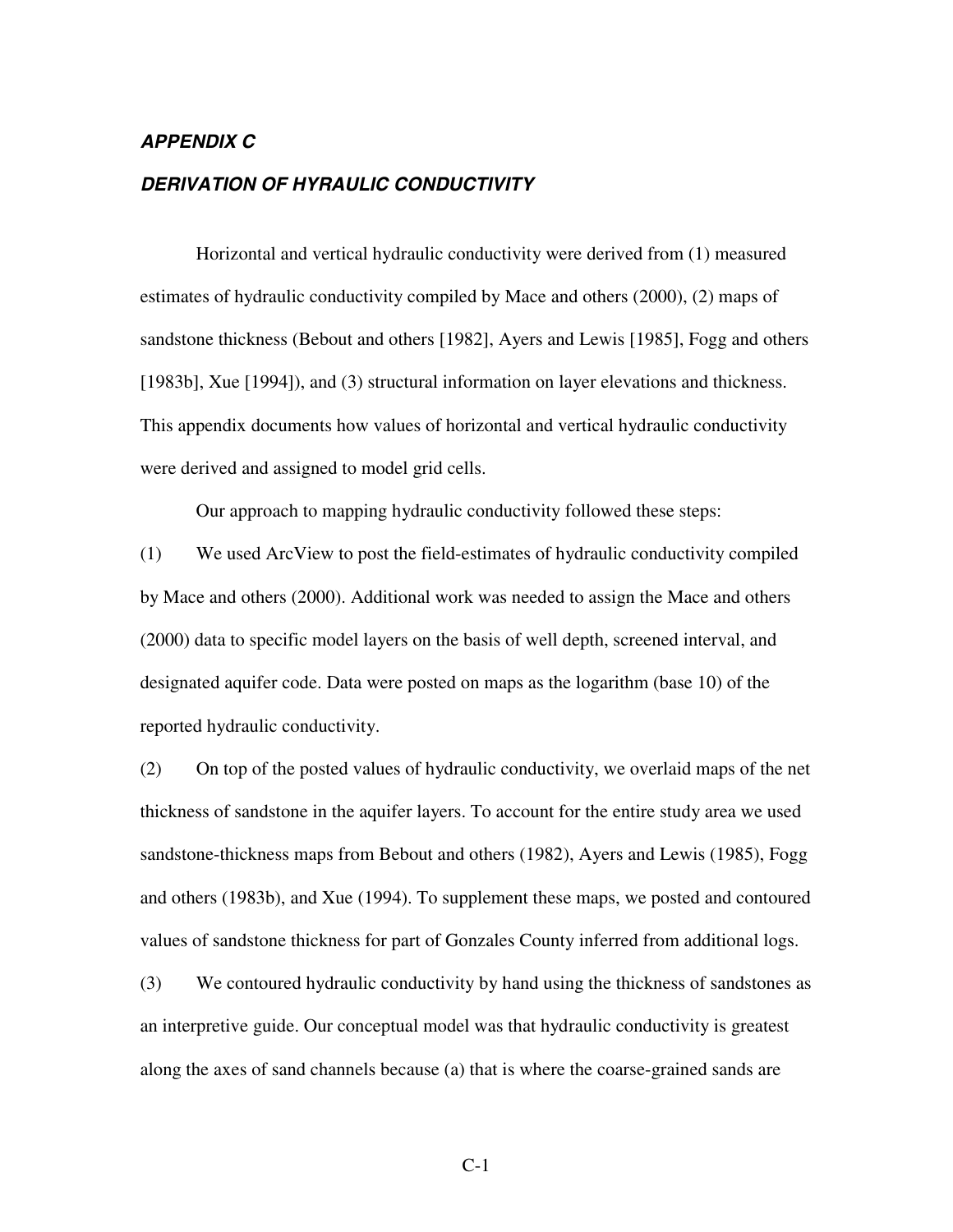## *APPENDIX C*

## *DERIVATION OF HYRAULIC CONDUCTIVITY*

Horizontal and vertical hydraulic conductivity were derived from (1) measured estimates of hydraulic conductivity compiled by Mace and others (2000), (2) maps of sandstone thickness (Bebout and others [1982], Ayers and Lewis [1985], Fogg and others [1983b], Xue [1994]), and (3) structural information on layer elevations and thickness. This appendix documents how values of horizontal and vertical hydraulic conductivity were derived and assigned to model grid cells.

Our approach to mapping hydraulic conductivity followed these steps:

(1) We used ArcView to post the field-estimates of hydraulic conductivity compiled by Mace and others (2000). Additional work was needed to assign the Mace and others (2000) data to specific model layers on the basis of well depth, screened interval, and designated aquifer code. Data were posted on maps as the logarithm (base 10) of the reported hydraulic conductivity.

(2) On top of the posted values of hydraulic conductivity, we overlaid maps of the net thickness of sandstone in the aquifer layers. To account for the entire study area we used sandstone-thickness maps from Bebout and others (1982), Ayers and Lewis (1985), Fogg and others (1983b), and Xue (1994). To supplement these maps, we posted and contoured values of sandstone thickness for part of Gonzales County inferred from additional logs.

(3) We contoured hydraulic conductivity by hand using the thickness of sandstones as an interpretive guide. Our conceptual model was that hydraulic conductivity is greatest along the axes of sand channels because (a) that is where the coarse-grained sands are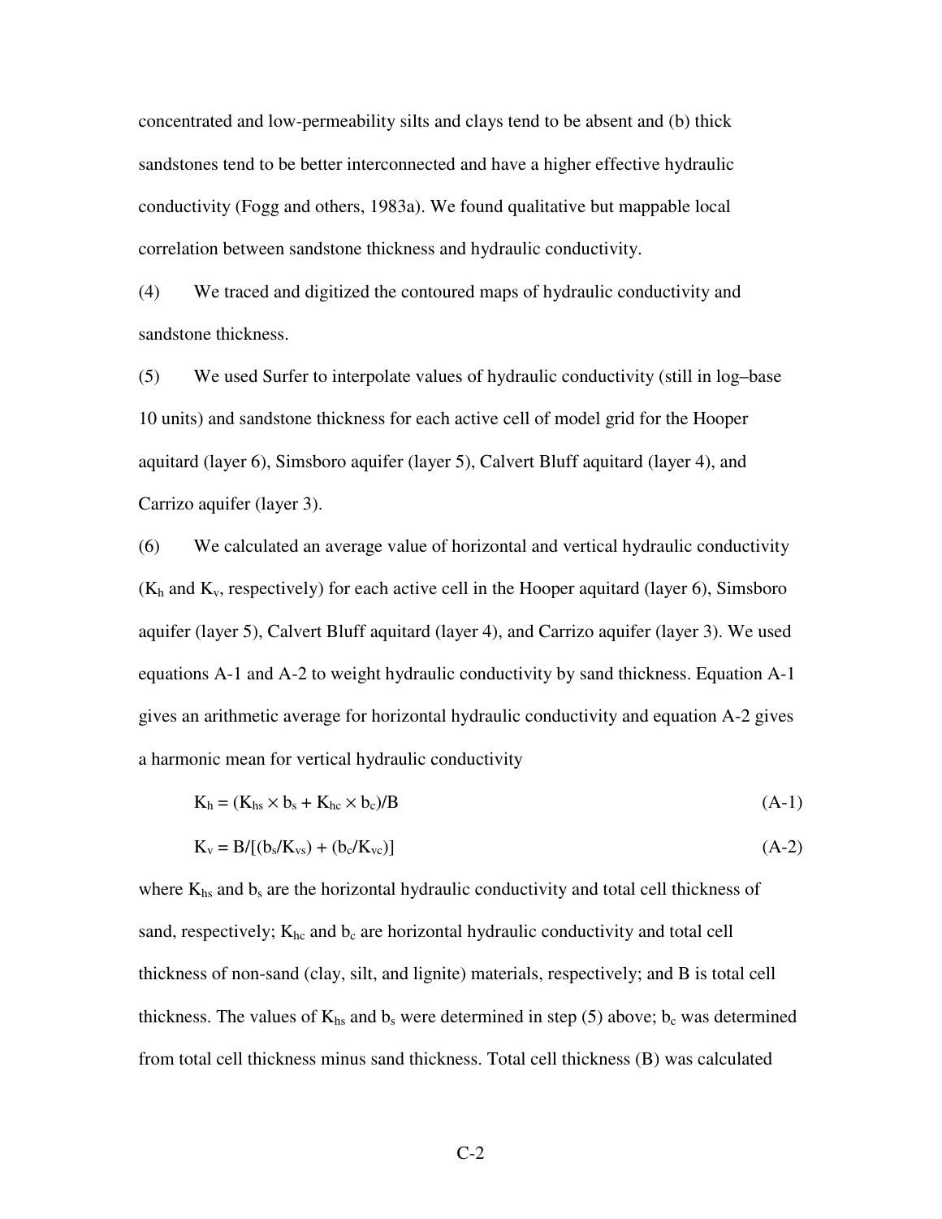concentrated and low-permeability silts and clays tend to be absent and (b) thick sandstones tend to be better interconnected and have a higher effective hydraulic conductivity (Fogg and others, 1983a). We found qualitative but mappable local correlation between sandstone thickness and hydraulic conductivity.

(4) We traced and digitized the contoured maps of hydraulic conductivity and sandstone thickness.

(5) We used Surfer to interpolate values of hydraulic conductivity (still in log–base 10 units) and sandstone thickness for each active cell of model grid for the Hooper aquitard (layer 6), Simsboro aquifer (layer 5), Calvert Bluff aquitard (layer 4), and Carrizo aquifer (layer 3).

(6) We calculated an average value of horizontal and vertical hydraulic conductivity ($K_h$ and $K_v$, respectively) for each active cell in the Hooper aquitard (layer 6), Simsboro aquifer (layer 5), Calvert Bluff aquitard (layer 4), and Carrizo aquifer (layer 3). We used equations A-1 and A-2 to weight hydraulic conductivity by sand thickness. Equation A-1 gives an arithmetic average for horizontal hydraulic conductivity and equation A-2 gives a harmonic mean for vertical hydraulic conductivity

$$K_h = (K_{hs} \times b_s + K_{hc} \times b_c)/B \tag{A-1}$$

$$K_v = B/[(b_s/K_{vs}) + (b_c/K_{vc})] \tag{A-2}$$

where $K_{hs}$ and $b_s$ are the horizontal hydraulic conductivity and total cell thickness of sand, respectively; $K_{hc}$ and $b_c$ are horizontal hydraulic conductivity and total cell thickness of non-sand (clay, silt, and lignite) materials, respectively; and B is total cell thickness. The values of $K_{hs}$ and $b_s$ were determined in step (5) above; $b_c$ was determined from total cell thickness minus sand thickness. Total cell thickness (B) was calculated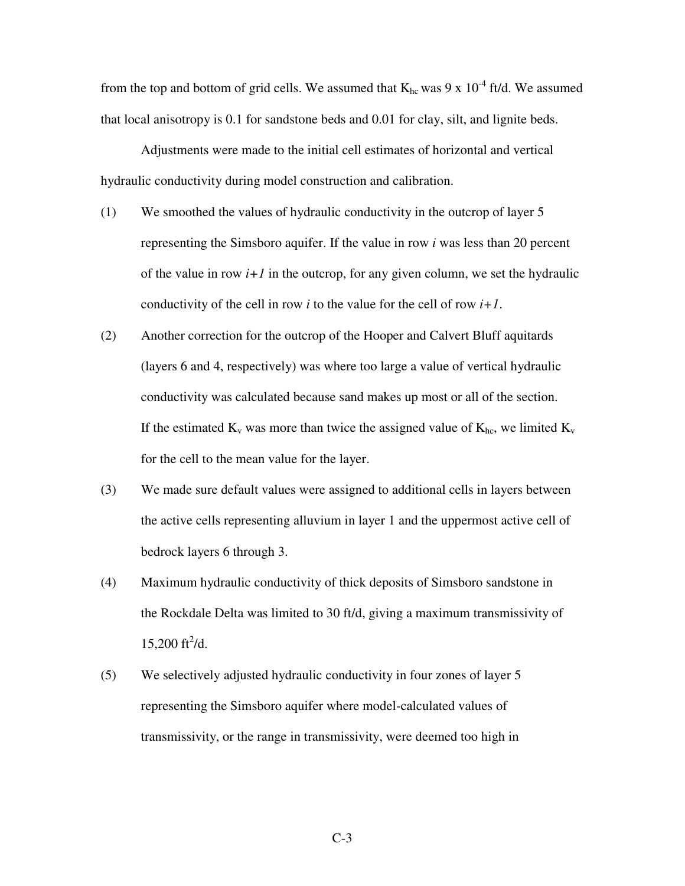from the top and bottom of grid cells. We assumed that $K_{hc}$ was 9 x $10^{-4}$ ft/d. We assumed that local anisotropy is 0.1 for sandstone beds and 0.01 for clay, silt, and lignite beds.

Adjustments were made to the initial cell estimates of horizontal and vertical hydraulic conductivity during model construction and calibration.

(1) We smoothed the values of hydraulic conductivity in the outcrop of layer 5 representing the Simsboro aquifer. If the value in row $i$ was less than 20 percent of the value in row $i+1$ in the outcrop, for any given column, we set the hydraulic conductivity of the cell in row $i$ to the value for the cell of row $i+1$.

(2) Another correction for the outcrop of the Hooper and Calvert Bluff aquitards (layers 6 and 4, respectively) was where too large a value of vertical hydraulic conductivity was calculated because sand makes up most or all of the section. If the estimated $K_v$ was more than twice the assigned value of $K_{hc}$, we limited $K_v$ for the cell to the mean value for the layer.

(3) We made sure default values were assigned to additional cells in layers between the active cells representing alluvium in layer 1 and the uppermost active cell of bedrock layers 6 through 3.

(4) Maximum hydraulic conductivity of thick deposits of Simsboro sandstone in the Rockdale Delta was limited to 30 ft/d, giving a maximum transmissivity of 15,200 $ft^2$/d.

(5) We selectively adjusted hydraulic conductivity in four zones of layer 5 representing the Simsboro aquifer where model-calculated values of transmissivity, or the range in transmissivity, were deemed too high in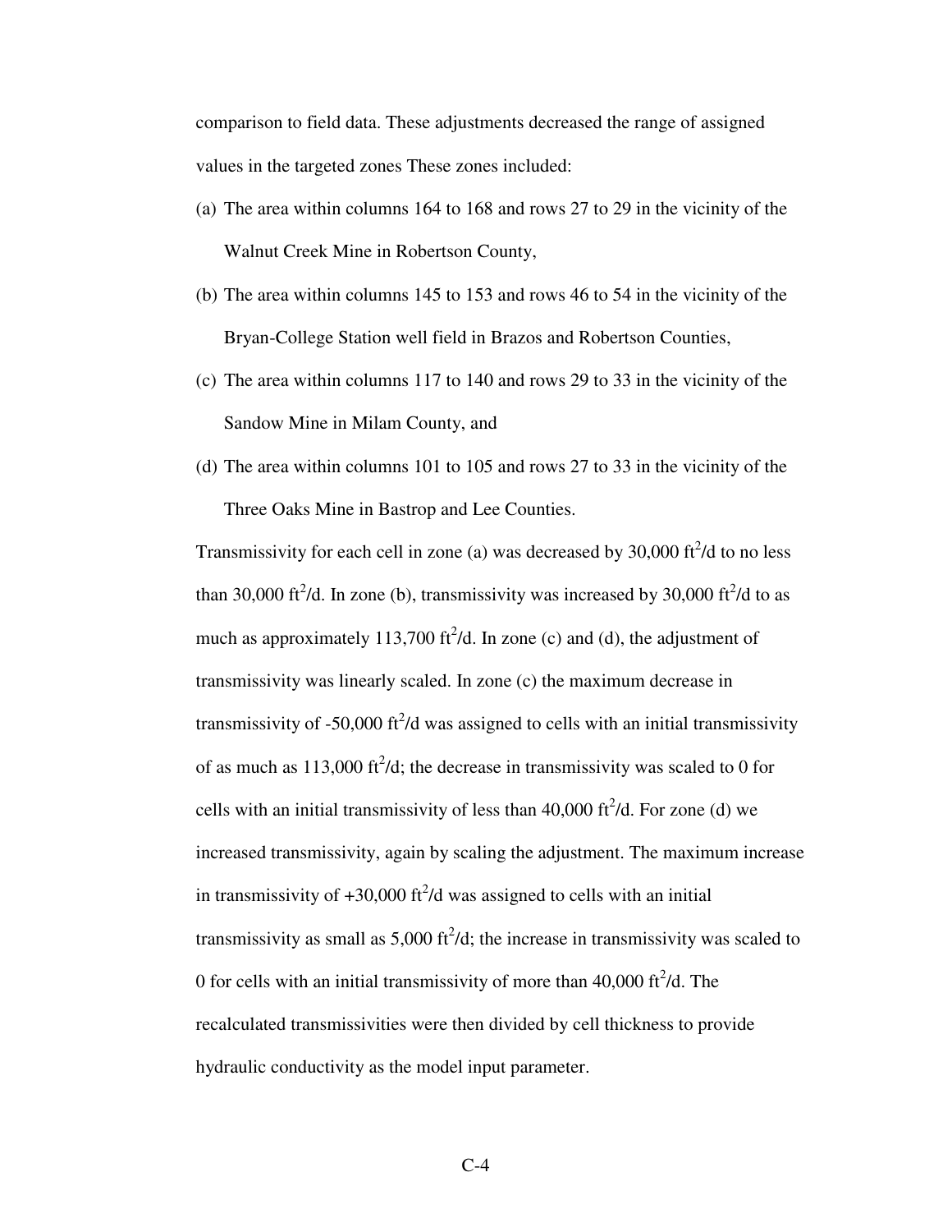comparison to field data. These adjustments decreased the range of assigned values in the targeted zones These zones included:

(a) The area within columns 164 to 168 and rows 27 to 29 in the vicinity of the Walnut Creek Mine in Robertson County,

(b) The area within columns 145 to 153 and rows 46 to 54 in the vicinity of the Bryan-College Station well field in Brazos and Robertson Counties,

(c) The area within columns 117 to 140 and rows 29 to 33 in the vicinity of the Sandow Mine in Milam County, and

(d) The area within columns 101 to 105 and rows 27 to 33 in the vicinity of the Three Oaks Mine in Bastrop and Lee Counties.

Transmissivity for each cell in zone (a) was decreased by 30,000 $ft^2/d$ to no less than 30,000 $ft^2/d$. In zone (b), transmissivity was increased by 30,000 $ft^2/d$ to as much as approximately 113,700 $ft^2/d$. In zone (c) and (d), the adjustment of transmissivity was linearly scaled. In zone (c) the maximum decrease in transmissivity of -50,000 $ft^2/d$ was assigned to cells with an initial transmissivity of as much as 113,000 $ft^2/d$; the decrease in transmissivity was scaled to 0 for cells with an initial transmissivity of less than 40,000 $ft^2/d$. For zone (d) we increased transmissivity, again by scaling the adjustment. The maximum increase in transmissivity of +30,000 $ft^2/d$ was assigned to cells with an initial transmissivity as small as 5,000 $ft^2/d$; the increase in transmissivity was scaled to 0 for cells with an initial transmissivity of more than 40,000 $ft^2/d$. The recalculated transmissivities were then divided by cell thickness to provide hydraulic conductivity as the model input parameter.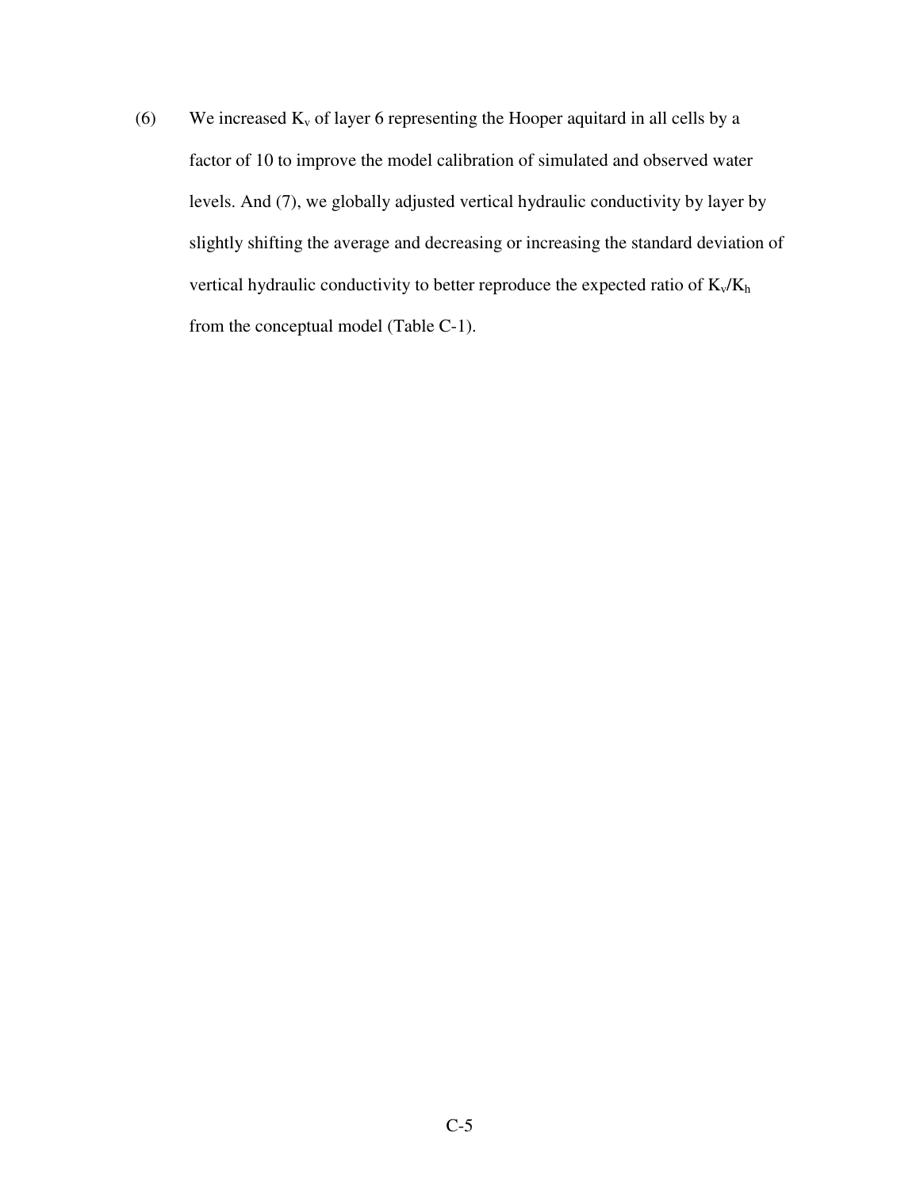(6) We increased $K_v$ of layer 6 representing the Hooper aquitard in all cells by a factor of 10 to improve the model calibration of simulated and observed water levels. And (7), we globally adjusted vertical hydraulic conductivity by layer by slightly shifting the average and decreasing or increasing the standard deviation of vertical hydraulic conductivity to better reproduce the expected ratio of $K_v/K_h$ from the conceptual model (Table C-1).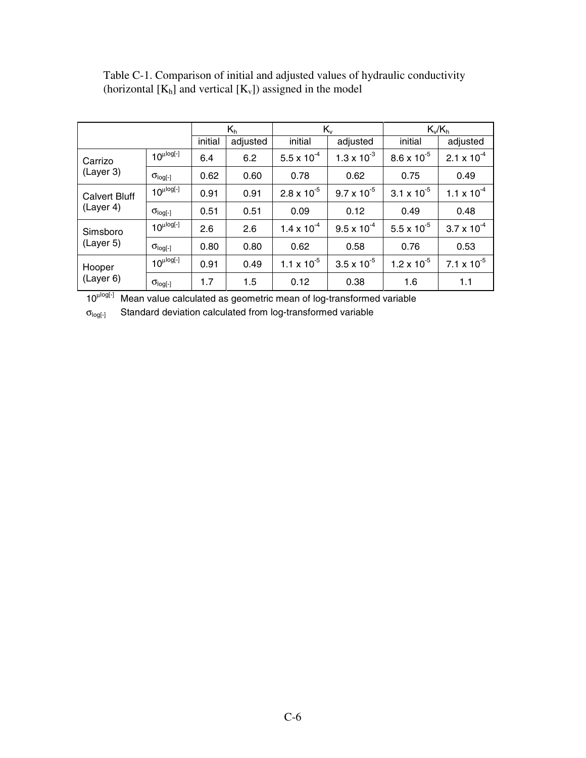Table C-1. Comparison of initial and adjusted values of hydraulic conductivity (horizontal [$K_h$] and vertical [$K_v$]) assigned in the model

| | | $K_h$ | | $K_v$ | | $K_v/K_h$ | |
|---|---|---|---|---|---|---|---|
| | | initial | adjusted | initial | adjusted | initial | adjusted |
| Carrizo (Layer 3) | $10^{\mu log[-]}$ | 6.4 | 6.2 | $5.5 \times 10^{-4}$ | $1.3 \times 10^{-3}$ | $8.6 \times 10^{-5}$ | $2.1 \times 10^{-4}$ |
| | $\sigma_{log[-]}$ | 0.62 | 0.60 | 0.78 | 0.62 | 0.75 | 0.49 |
| Calvert Bluff (Layer 4) | $10^{\mu log[-]}$ | 0.91 | 0.91 | $2.8 \times 10^{-5}$ | $9.7 \times 10^{-5}$ | $3.1 \times 10^{-5}$ | $1.1 \times 10^{-4}$ |
| | $\sigma_{log[-]}$ | 0.51 | 0.51 | 0.09 | 0.12 | 0.49 | 0.48 |
| Simsboro (Layer 5) | $10^{\mu log[-]}$ | 2.6 | 2.6 | $1.4 \times 10^{-4}$ | $9.5 \times 10^{-4}$ | $5.5 \times 10^{-5}$ | $3.7 \times 10^{-4}$ |
| | $\sigma_{log[-]}$ | 0.80 | 0.80 | 0.62 | 0.58 | 0.76 | 0.53 |
| Hooper (Layer 6) | $10^{\mu log[-]}$ | 0.91 | 0.49 | $1.1 \times 10^{-5}$ | $3.5 \times 10^{-5}$ | $1.2 \times 10^{-5}$ | $7.1 \times 10^{-5}$ |
| | $\sigma_{log[-]}$ | 1.7 | 1.5 | 0.12 | 0.38 | 1.6 | 1.1 |

$10^{\mu log[-]}$ Mean value calculated as geometric mean of log-transformed variable

$\sigma_{log[-]}$ Standard deviation calculated from log-transformed variable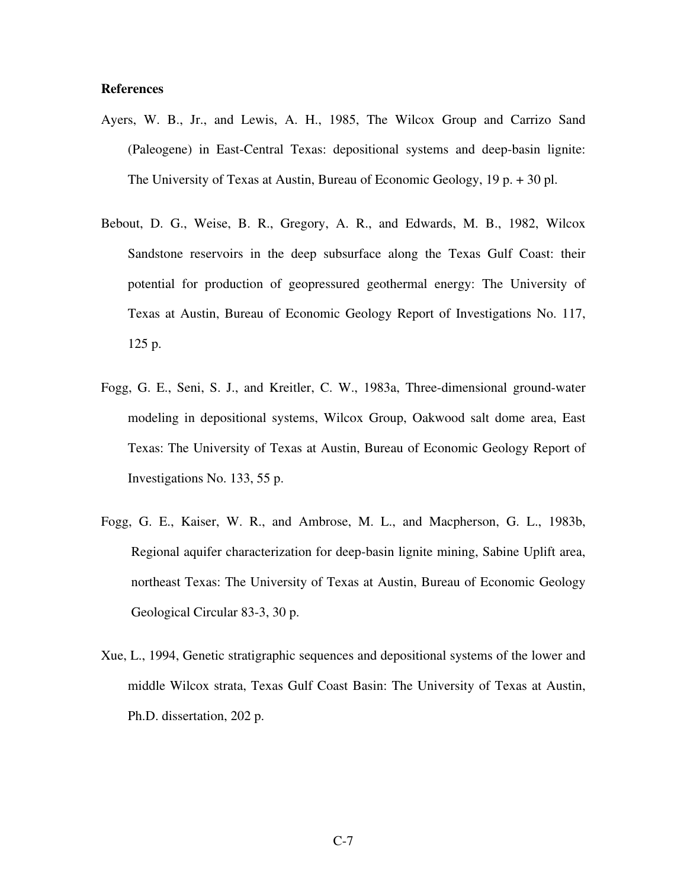**References**

Ayers, W. B., Jr., and Lewis, A. H., 1985, The Wilcox Group and Carrizo Sand (Paleogene) in East-Central Texas: depositional systems and deep-basin lignite: The University of Texas at Austin, Bureau of Economic Geology, 19 p. + 30 pl.

Bebout, D. G., Weise, B. R., Gregory, A. R., and Edwards, M. B., 1982, Wilcox Sandstone reservoirs in the deep subsurface along the Texas Gulf Coast: their potential for production of geopressured geothermal energy: The University of Texas at Austin, Bureau of Economic Geology Report of Investigations No. 117, 125 p.

Fogg, G. E., Seni, S. J., and Kreitler, C. W., 1983a, Three-dimensional ground-water modeling in depositional systems, Wilcox Group, Oakwood salt dome area, East Texas: The University of Texas at Austin, Bureau of Economic Geology Report of Investigations No. 133, 55 p.

Fogg, G. E., Kaiser, W. R., and Ambrose, M. L., and Macpherson, G. L., 1983b, Regional aquifer characterization for deep-basin lignite mining, Sabine Uplift area, northeast Texas: The University of Texas at Austin, Bureau of Economic Geology Geological Circular 83-3, 30 p.

Xue, L., 1994, Genetic stratigraphic sequences and depositional systems of the lower and middle Wilcox strata, Texas Gulf Coast Basin: The University of Texas at Austin, Ph.D. dissertation, 202 p.